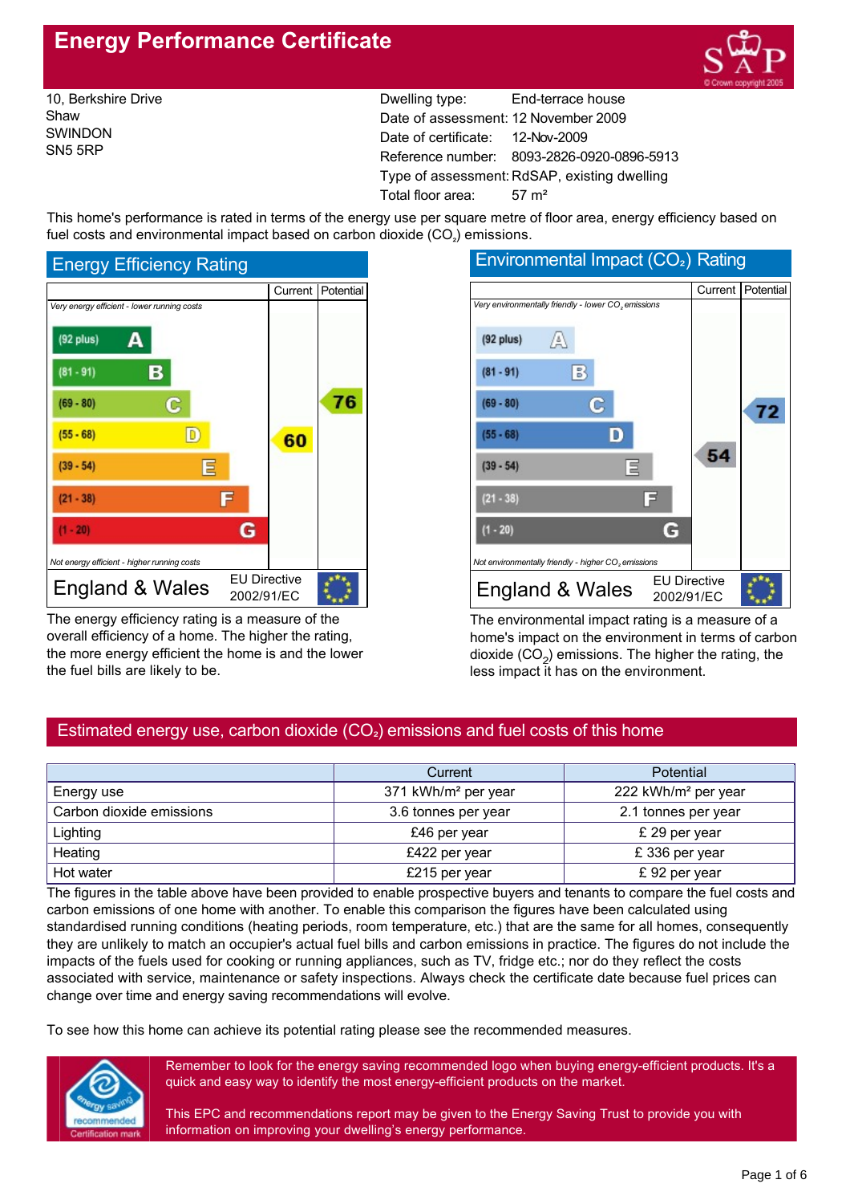# Energy Performance Certificate

10, Berkshire Drive
Shaw
SWINDON
SN5 5RP

| | |
|---|---|
| Dwelling type: | End-terrace house |
| Date of assessment: | 12 November 2009 |
| Date of certificate: | 12-Nov-2009 |
| Reference number: | 8093-2826-0920-0896-5913 |
| Type of assessment: | RdSAP, existing dwelling |
| Total floor area: | 57 m² |

This home's performance is rated in terms of the energy use per square metre of floor area, energy efficiency based on fuel costs and environmental impact based on carbon dioxide ($CO_2$) emissions.

## Energy Efficiency Rating

| | Current | Potential |
|---|---|---|
| *Very energy efficient - lower running costs* | | |
| (92 plus) A | | |
| (81 - 91) B | | |
| (69 - 80) C | | 76 |
| (55 - 68) D | 60 | |
| (39 - 54) E | | |
| (21 - 38) F | | |
| (1 - 20) G | | |
| *Not energy efficient - higher running costs* | | |

England & Wales — EU Directive 2002/91/EC

The energy efficiency rating is a measure of the overall efficiency of a home. The higher the rating, the more energy efficient the home is and the lower the fuel bills are likely to be.

## Environmental Impact ($CO_2$) Rating

| | Current | Potential |
|---|---|---|
| *Very environmentally friendly - lower $CO_2$ emissions* | | |
| (92 plus) A | | |
| (81 - 91) B | | |
| (69 - 80) C | | 72 |
| (55 - 68) D | | |
| (39 - 54) E | 54 | |
| (21 - 38) F | | |
| (1 - 20) G | | |
| *Not environmentally friendly - higher $CO_2$ emissions* | | |

England & Wales — EU Directive 2002/91/EC

The environmental impact rating is a measure of a home's impact on the environment in terms of carbon dioxide ($CO_2$) emissions. The higher the rating, the less impact it has on the environment.

## Estimated energy use, carbon dioxide ($CO_2$) emissions and fuel costs of this home

| | Current | Potential |
|---|---|---|
| Energy use | 371 kWh/m² per year | 222 kWh/m² per year |
| Carbon dioxide emissions | 3.6 tonnes per year | 2.1 tonnes per year |
| Lighting | £46 per year | £ 29 per year |
| Heating | £422 per year | £ 336 per year |
| Hot water | £215 per year | £ 92 per year |

The figures in the table above have been provided to enable prospective buyers and tenants to compare the fuel costs and carbon emissions of one home with another. To enable this comparison the figures have been calculated using standardised running conditions (heating periods, room temperature, etc.) that are the same for all homes, consequently they are unlikely to match an occupier's actual fuel bills and carbon emissions in practice. The figures do not include the impacts of the fuels used for cooking or running appliances, such as TV, fridge etc.; nor do they reflect the costs associated with service, maintenance or safety inspections. Always check the certificate date because fuel prices can change over time and energy saving recommendations will evolve.

To see how this home can achieve its potential rating please see the recommended measures.

Remember to look for the energy saving recommended logo when buying energy-efficient products. It's a quick and easy way to identify the most energy-efficient products on the market.

This EPC and recommendations report may be given to the Energy Saving Trust to provide you with information on improving your dwelling's energy performance.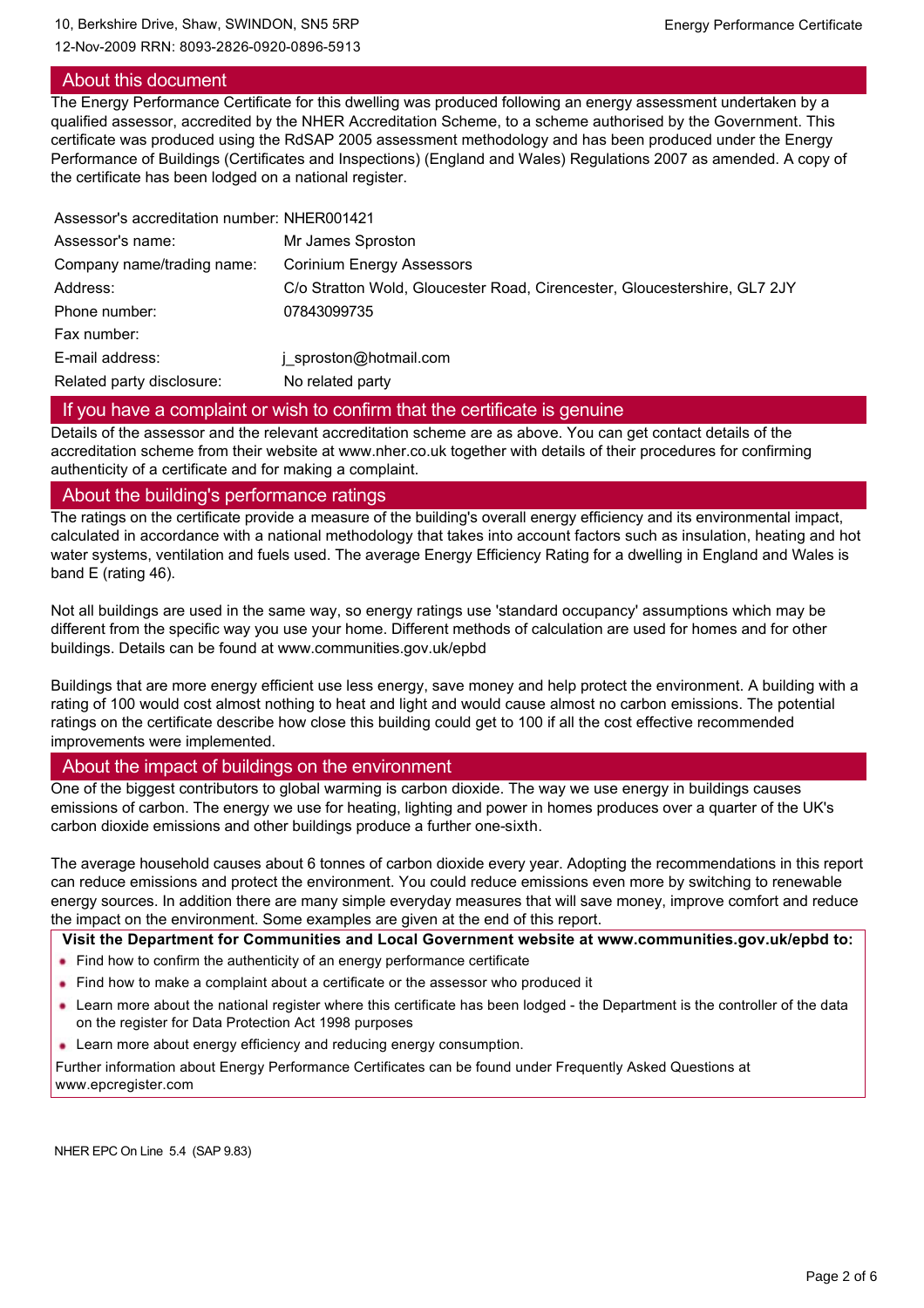10, Berkshire Drive, Shaw, SWINDON, SN5 5RP

12-Nov-2009 RRN: 8093-2826-0920-0896-5913

## About this document

The Energy Performance Certificate for this dwelling was produced following an energy assessment undertaken by a qualified assessor, accredited by the NHER Accreditation Scheme, to a scheme authorised by the Government. This certificate was produced using the RdSAP 2005 assessment methodology and has been produced under the Energy Performance of Buildings (Certificates and Inspections) (England and Wales) Regulations 2007 as amended. A copy of the certificate has been lodged on a national register.

| | |
|---|---|
| Assessor's accreditation number: | NHER001421 |
| Assessor's name: | Mr James Sproston |
| Company name/trading name: | Corinium Energy Assessors |
| Address: | C/o Stratton Wold, Gloucester Road, Cirencester, Gloucestershire, GL7 2JY |
| Phone number: | 07843099735 |
| Fax number: | |
| E-mail address: | j_sproston@hotmail.com |
| Related party disclosure: | No related party |

## If you have a complaint or wish to confirm that the certificate is genuine

Details of the assessor and the relevant accreditation scheme are as above. You can get contact details of the accreditation scheme from their website at www.nher.co.uk together with details of their procedures for confirming authenticity of a certificate and for making a complaint.

## About the building's performance ratings

The ratings on the certificate provide a measure of the building's overall energy efficiency and its environmental impact, calculated in accordance with a national methodology that takes into account factors such as insulation, heating and hot water systems, ventilation and fuels used. The average Energy Efficiency Rating for a dwelling in England and Wales is band E (rating 46).

Not all buildings are used in the same way, so energy ratings use 'standard occupancy' assumptions which may be different from the specific way you use your home. Different methods of calculation are used for homes and for other buildings. Details can be found at www.communities.gov.uk/epbd

Buildings that are more energy efficient use less energy, save money and help protect the environment. A building with a rating of 100 would cost almost nothing to heat and light and would cause almost no carbon emissions. The potential ratings on the certificate describe how close this building could get to 100 if all the cost effective recommended improvements were implemented.

## About the impact of buildings on the environment

One of the biggest contributors to global warming is carbon dioxide. The way we use energy in buildings causes emissions of carbon. The energy we use for heating, lighting and power in homes produces over a quarter of the UK's carbon dioxide emissions and other buildings produce a further one-sixth.

The average household causes about 6 tonnes of carbon dioxide every year. Adopting the recommendations in this report can reduce emissions and protect the environment. You could reduce emissions even more by switching to renewable energy sources. In addition there are many simple everyday measures that will save money, improve comfort and reduce the impact on the environment. Some examples are given at the end of this report.

**Visit the Department for Communities and Local Government website at www.communities.gov.uk/epbd to:**

- Find how to confirm the authenticity of an energy performance certificate
- Find how to make a complaint about a certificate or the assessor who produced it
- Learn more about the national register where this certificate has been lodged - the Department is the controller of the data on the register for Data Protection Act 1998 purposes
- Learn more about energy efficiency and reducing energy consumption.

Further information about Energy Performance Certificates can be found under Frequently Asked Questions at www.epcregister.com

NHER EPC On Line 5.4 (SAP 9.83)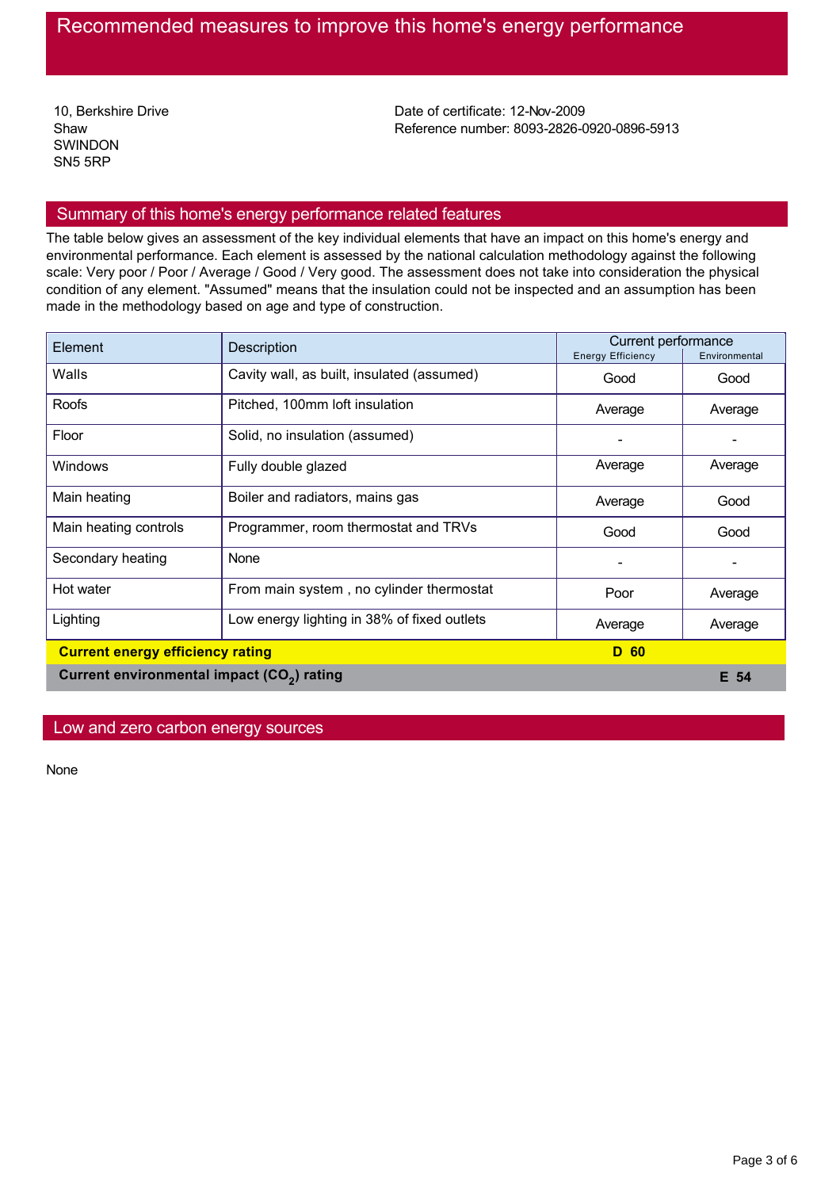# Recommended measures to improve this home's energy performance

10, Berkshire Drive
Shaw
SWINDON
SN5 5RP

Date of certificate: 12-Nov-2009
Reference number: 8093-2826-0920-0896-5913

## Summary of this home's energy performance related features

The table below gives an assessment of the key individual elements that have an impact on this home's energy and environmental performance. Each element is assessed by the national calculation methodology against the following scale: Very poor / Poor / Average / Good / Very good. The assessment does not take into consideration the physical condition of any element. "Assumed" means that the insulation could not be inspected and an assumption has been made in the methodology based on age and type of construction.

| Element | Description | Current performance | |
|---|---|---|---|
| | | Energy Efficiency | Environmental |
| Walls | Cavity wall, as built, insulated (assumed) | Good | Good |
| Roofs | Pitched, 100mm loft insulation | Average | Average |
| Floor | Solid, no insulation (assumed) | - | - |
| Windows | Fully double glazed | Average | Average |
| Main heating | Boiler and radiators, mains gas | Average | Good |
| Main heating controls | Programmer, room thermostat and TRVs | Good | Good |
| Secondary heating | None | - | - |
| Hot water | From main system , no cylinder thermostat | Poor | Average |
| Lighting | Low energy lighting in 38% of fixed outlets | Average | Average |
| **Current energy efficiency rating** | | **D 60** | |
| **Current environmental impact ($CO_2$) rating** | | | **E 54** |

## Low and zero carbon energy sources

None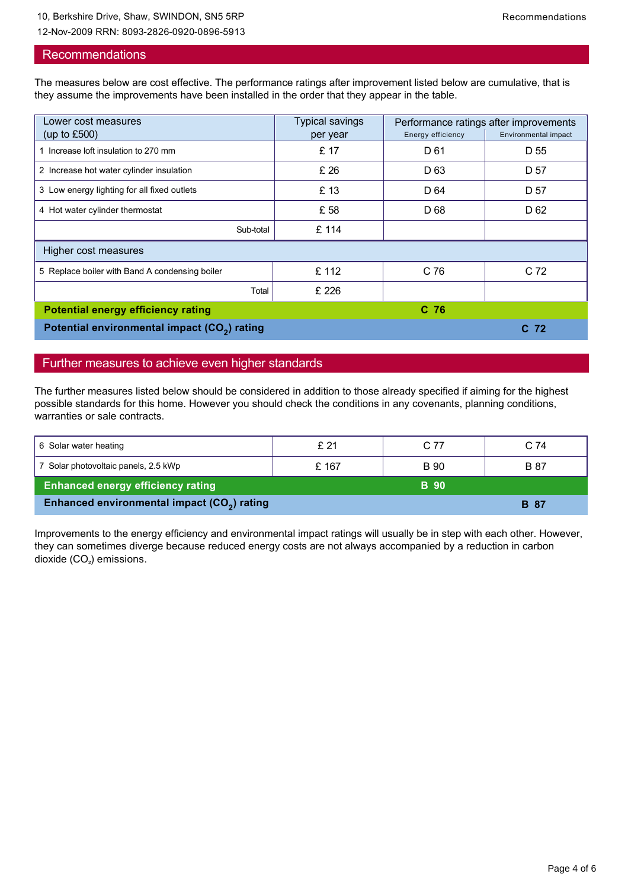## Recommendations

The measures below are cost effective. The performance ratings after improvement listed below are cumulative, that is they assume the improvements have been installed in the order that they appear in the table.

| Lower cost measures (up to £500) | Typical savings per year | Performance ratings after improvements | |
|---|---|---|---|
| | | Energy efficiency | Environmental impact |
| 1 Increase loft insulation to 270 mm | £ 17 | D 61 | D 55 |
| 2 Increase hot water cylinder insulation | £ 26 | D 63 | D 57 |
| 3 Low energy lighting for all fixed outlets | £ 13 | D 64 | D 57 |
| 4 Hot water cylinder thermostat | £ 58 | D 68 | D 62 |
| Sub-total | £ 114 | | |
| **Higher cost measures** | | | |
| 5 Replace boiler with Band A condensing boiler | £ 112 | C 76 | C 72 |
| Total | £ 226 | | |
| **Potential energy efficiency rating** | | **C 76** | |
| **Potential environmental impact ($CO_2$) rating** | | | **C 72** |

## Further measures to achieve even higher standards

The further measures listed below should be considered in addition to those already specified if aiming for the highest possible standards for this home. However you should check the conditions in any covenants, planning conditions, warranties or sale contracts.

| Measure | Typical savings per year | Energy efficiency | Environmental impact |
|---|---|---|---|
| 6 Solar water heating | £ 21 | C 77 | C 74 |
| 7 Solar photovoltaic panels, 2.5 kWp | £ 167 | B 90 | B 87 |
| **Enhanced energy efficiency rating** | | **B 90** | |
| **Enhanced environmental impact ($CO_2$) rating** | | | **B 87** |

Improvements to the energy efficiency and environmental impact ratings will usually be in step with each other. However, they can sometimes diverge because reduced energy costs are not always accompanied by a reduction in carbon dioxide ($CO_2$) emissions.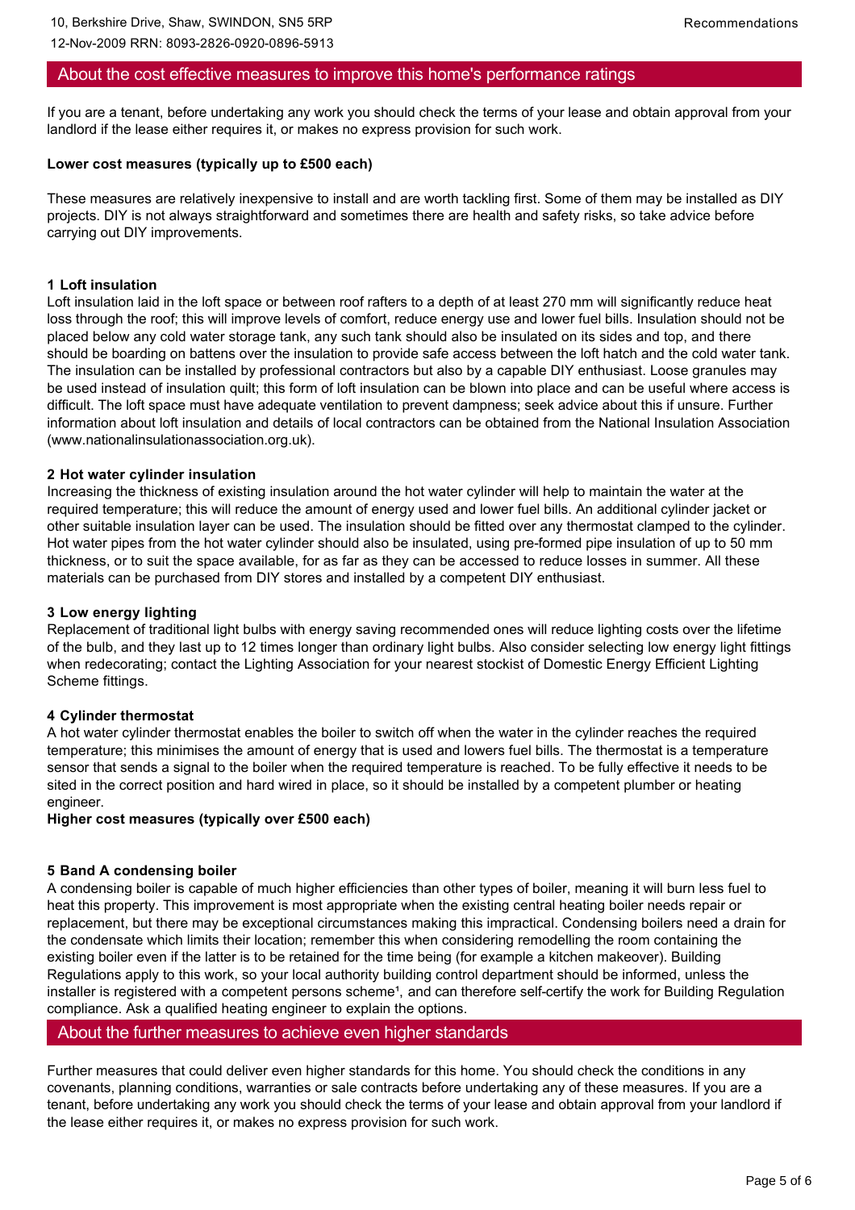## About the cost effective measures to improve this home's performance ratings

If you are a tenant, before undertaking any work you should check the terms of your lease and obtain approval from your landlord if the lease either requires it, or makes no express provision for such work.

**Lower cost measures (typically up to £500 each)**

These measures are relatively inexpensive to install and are worth tackling first. Some of them may be installed as DIY projects. DIY is not always straightforward and sometimes there are health and safety risks, so take advice before carrying out DIY improvements.

**1 Loft insulation**

Loft insulation laid in the loft space or between roof rafters to a depth of at least 270 mm will significantly reduce heat loss through the roof; this will improve levels of comfort, reduce energy use and lower fuel bills. Insulation should not be placed below any cold water storage tank, any such tank should also be insulated on its sides and top, and there should be boarding on battens over the insulation to provide safe access between the loft hatch and the cold water tank. The insulation can be installed by professional contractors but also by a capable DIY enthusiast. Loose granules may be used instead of insulation quilt; this form of loft insulation can be blown into place and can be useful where access is difficult. The loft space must have adequate ventilation to prevent dampness; seek advice about this if unsure. Further information about loft insulation and details of local contractors can be obtained from the National Insulation Association (www.nationalinsulationassociation.org.uk).

**2 Hot water cylinder insulation**

Increasing the thickness of existing insulation around the hot water cylinder will help to maintain the water at the required temperature; this will reduce the amount of energy used and lower fuel bills. An additional cylinder jacket or other suitable insulation layer can be used. The insulation should be fitted over any thermostat clamped to the cylinder. Hot water pipes from the hot water cylinder should also be insulated, using pre-formed pipe insulation of up to 50 mm thickness, or to suit the space available, for as far as they can be accessed to reduce losses in summer. All these materials can be purchased from DIY stores and installed by a competent DIY enthusiast.

**3 Low energy lighting**

Replacement of traditional light bulbs with energy saving recommended ones will reduce lighting costs over the lifetime of the bulb, and they last up to 12 times longer than ordinary light bulbs. Also consider selecting low energy light fittings when redecorating; contact the Lighting Association for your nearest stockist of Domestic Energy Efficient Lighting Scheme fittings.

**4 Cylinder thermostat**

A hot water cylinder thermostat enables the boiler to switch off when the water in the cylinder reaches the required temperature; this minimises the amount of energy that is used and lowers fuel bills. The thermostat is a temperature sensor that sends a signal to the boiler when the required temperature is reached. To be fully effective it needs to be sited in the correct position and hard wired in place, so it should be installed by a competent plumber or heating engineer.

**Higher cost measures (typically over £500 each)**

**5 Band A condensing boiler**

A condensing boiler is capable of much higher efficiencies than other types of boiler, meaning it will burn less fuel to heat this property. This improvement is most appropriate when the existing central heating boiler needs repair or replacement, but there may be exceptional circumstances making this impractical. Condensing boilers need a drain for the condensate which limits their location; remember this when considering remodelling the room containing the existing boiler even if the latter is to be retained for the time being (for example a kitchen makeover). Building Regulations apply to this work, so your local authority building control department should be informed, unless the installer is registered with a competent persons scheme[1], and can therefore self-certify the work for Building Regulation compliance. Ask a qualified heating engineer to explain the options.

## About the further measures to achieve even higher standards

Further measures that could deliver even higher standards for this home. You should check the conditions in any covenants, planning conditions, warranties or sale contracts before undertaking any of these measures. If you are a tenant, before undertaking any work you should check the terms of your lease and obtain approval from your landlord if the lease either requires it, or makes no express provision for such work.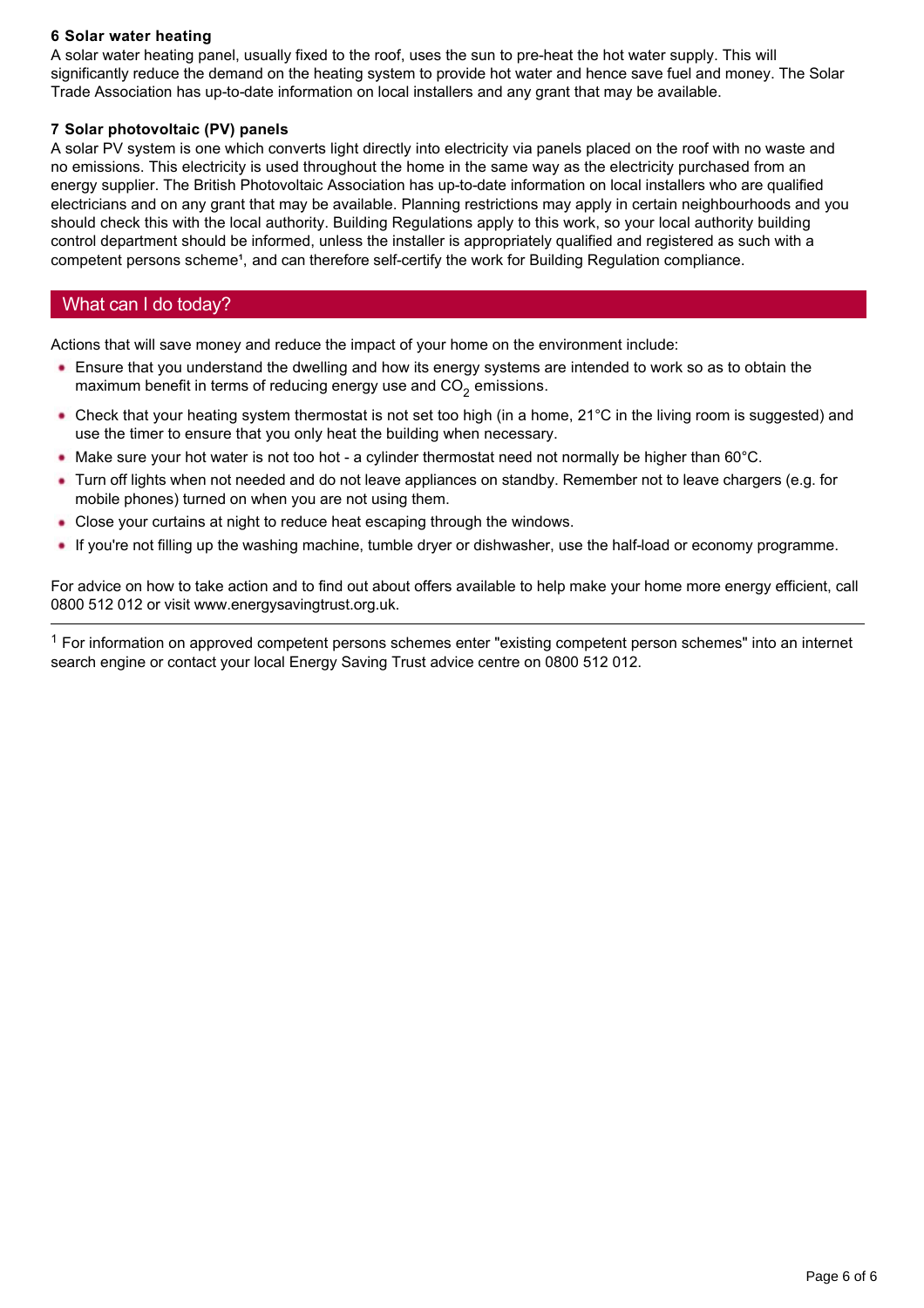**6 Solar water heating**
A solar water heating panel, usually fixed to the roof, uses the sun to pre-heat the hot water supply. This will significantly reduce the demand on the heating system to provide hot water and hence save fuel and money. The Solar Trade Association has up-to-date information on local installers and any grant that may be available.

**7 Solar photovoltaic (PV) panels**
A solar PV system is one which converts light directly into electricity via panels placed on the roof with no waste and no emissions. This electricity is used throughout the home in the same way as the electricity purchased from an energy supplier. The British Photovoltaic Association has up-to-date information on local installers who are qualified electricians and on any grant that may be available. Planning restrictions may apply in certain neighbourhoods and you should check this with the local authority. Building Regulations apply to this work, so your local authority building control department should be informed, unless the installer is appropriately qualified and registered as such with a competent persons scheme[1], and can therefore self-certify the work for Building Regulation compliance.

## What can I do today?

Actions that will save money and reduce the impact of your home on the environment include:

- Ensure that you understand the dwelling and how its energy systems are intended to work so as to obtain the maximum benefit in terms of reducing energy use and $CO_2$ emissions.
- Check that your heating system thermostat is not set too high (in a home, 21°C in the living room is suggested) and use the timer to ensure that you only heat the building when necessary.
- Make sure your hot water is not too hot - a cylinder thermostat need not normally be higher than 60°C.
- Turn off lights when not needed and do not leave appliances on standby. Remember not to leave chargers (e.g. for mobile phones) turned on when you are not using them.
- Close your curtains at night to reduce heat escaping through the windows.
- If you're not filling up the washing machine, tumble dryer or dishwasher, use the half-load or economy programme.

For advice on how to take action and to find out about offers available to help make your home more energy efficient, call 0800 512 012 or visit www.energysavingtrust.org.uk.

---

[1] For information on approved competent persons schemes enter "existing competent person schemes" into an internet search engine or contact your local Energy Saving Trust advice centre on 0800 512 012.